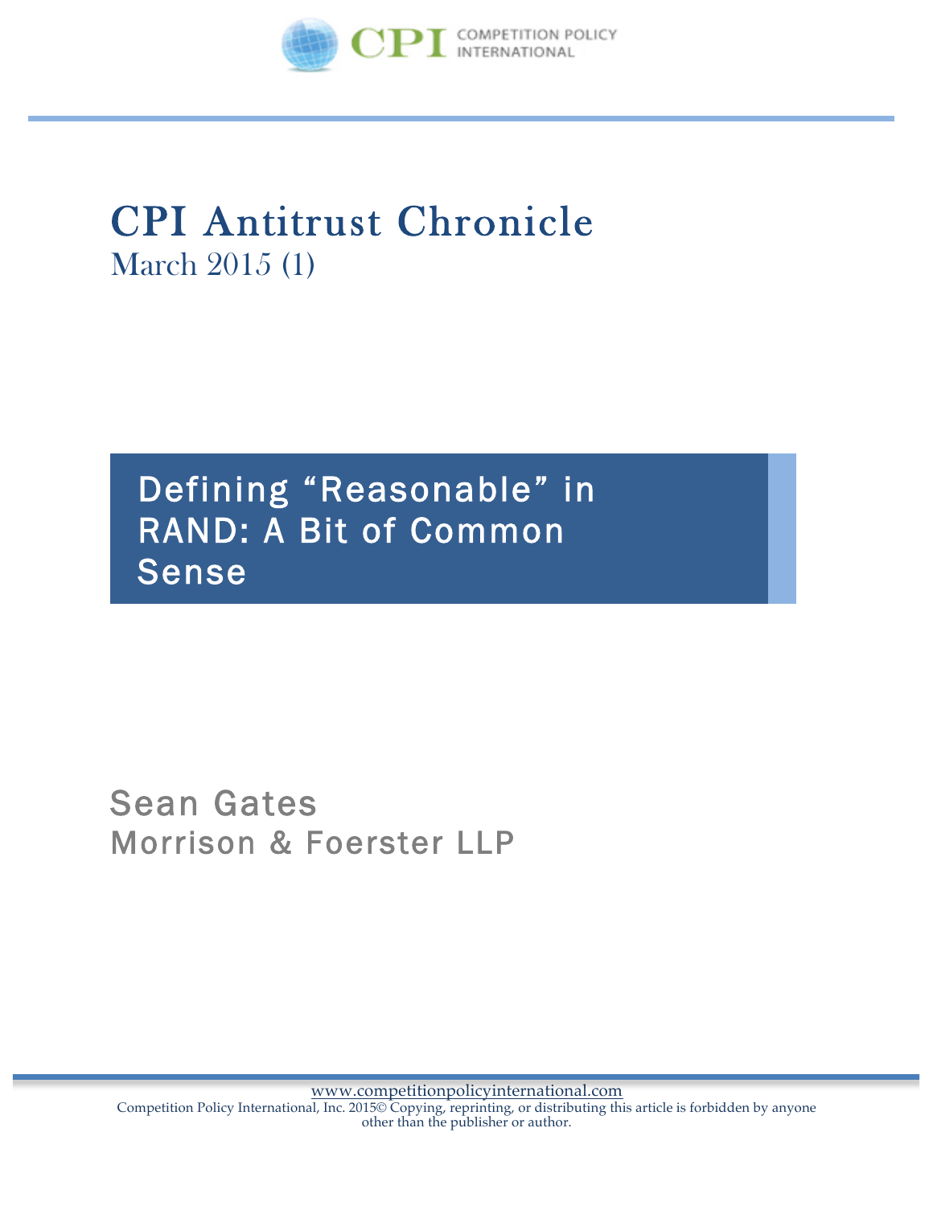# CPI Antitrust Chronicle

March 2015 (1)

## Defining “Reasonable” in RAND: A Bit of Common Sense

Sean Gates

Morrison & Foerster LLP

www.competitionpolicyinternational.com

Competition Policy International, Inc. 2015© Copying, reprinting, or distributing this article is forbidden by anyone other than the publisher or author.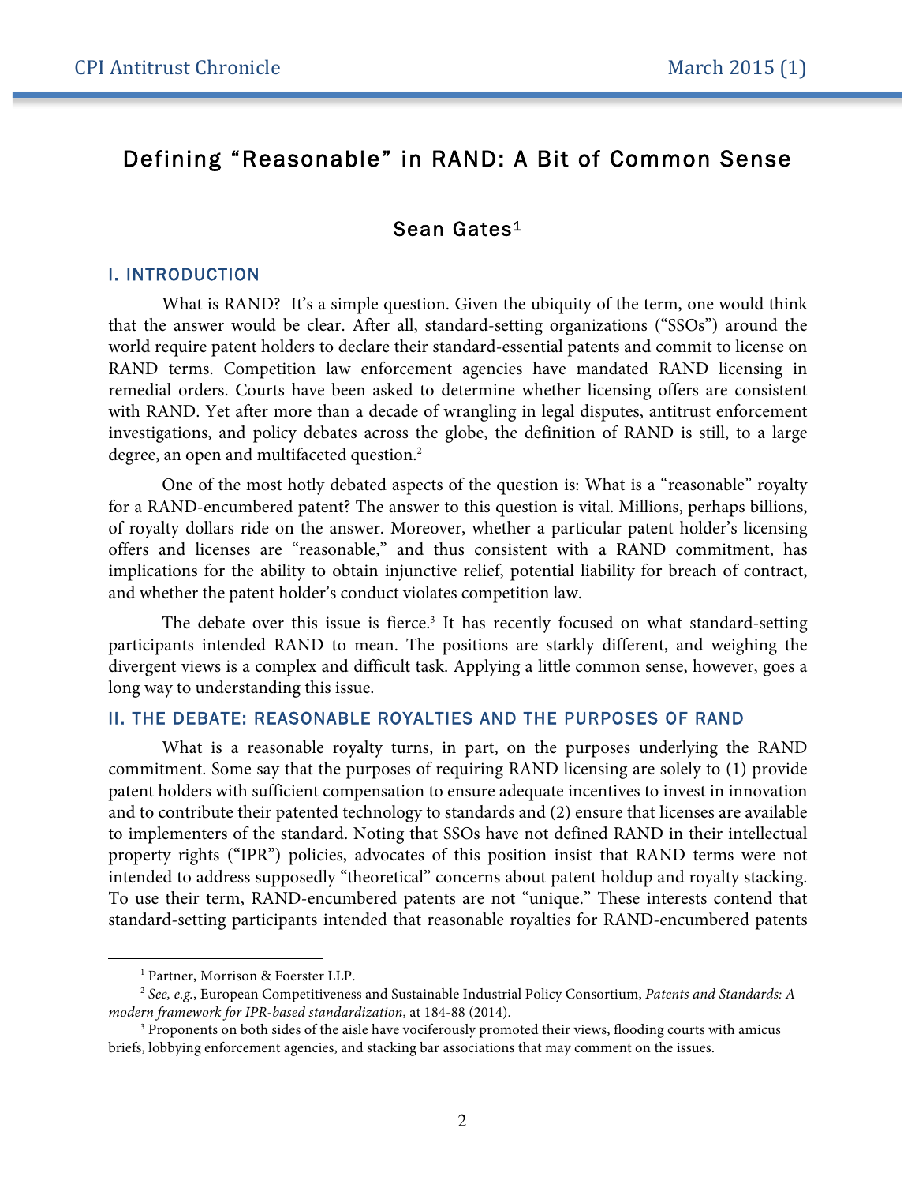# Defining "Reasonable" in RAND: A Bit of Common Sense

## Sean Gates[1]

### I. INTRODUCTION

What is RAND? It's a simple question. Given the ubiquity of the term, one would think that the answer would be clear. After all, standard-setting organizations ("SSOs") around the world require patent holders to declare their standard-essential patents and commit to license on RAND terms. Competition law enforcement agencies have mandated RAND licensing in remedial orders. Courts have been asked to determine whether licensing offers are consistent with RAND. Yet after more than a decade of wrangling in legal disputes, antitrust enforcement investigations, and policy debates across the globe, the definition of RAND is still, to a large degree, an open and multifaceted question.[2]

One of the most hotly debated aspects of the question is: What is a "reasonable" royalty for a RAND-encumbered patent? The answer to this question is vital. Millions, perhaps billions, of royalty dollars ride on the answer. Moreover, whether a particular patent holder's licensing offers and licenses are "reasonable," and thus consistent with a RAND commitment, has implications for the ability to obtain injunctive relief, potential liability for breach of contract, and whether the patent holder's conduct violates competition law.

The debate over this issue is fierce.[3] It has recently focused on what standard-setting participants intended RAND to mean. The positions are starkly different, and weighing the divergent views is a complex and difficult task. Applying a little common sense, however, goes a long way to understanding this issue.

### II. THE DEBATE: REASONABLE ROYALTIES AND THE PURPOSES OF RAND

What is a reasonable royalty turns, in part, on the purposes underlying the RAND commitment. Some say that the purposes of requiring RAND licensing are solely to (1) provide patent holders with sufficient compensation to ensure adequate incentives to invest in innovation and to contribute their patented technology to standards and (2) ensure that licenses are available to implementers of the standard. Noting that SSOs have not defined RAND in their intellectual property rights ("IPR") policies, advocates of this position insist that RAND terms were not intended to address supposedly "theoretical" concerns about patent holdup and royalty stacking. To use their term, RAND-encumbered patents are not "unique." These interests contend that standard-setting participants intended that reasonable royalties for RAND-encumbered patents

---

[1] Partner, Morrison & Foerster LLP.

[2] *See, e.g.*, European Competitiveness and Sustainable Industrial Policy Consortium, *Patents and Standards: A modern framework for IPR-based standardization*, at 184-88 (2014).

[3] Proponents on both sides of the aisle have vociferously promoted their views, flooding courts with amicus briefs, lobbying enforcement agencies, and stacking bar associations that may comment on the issues.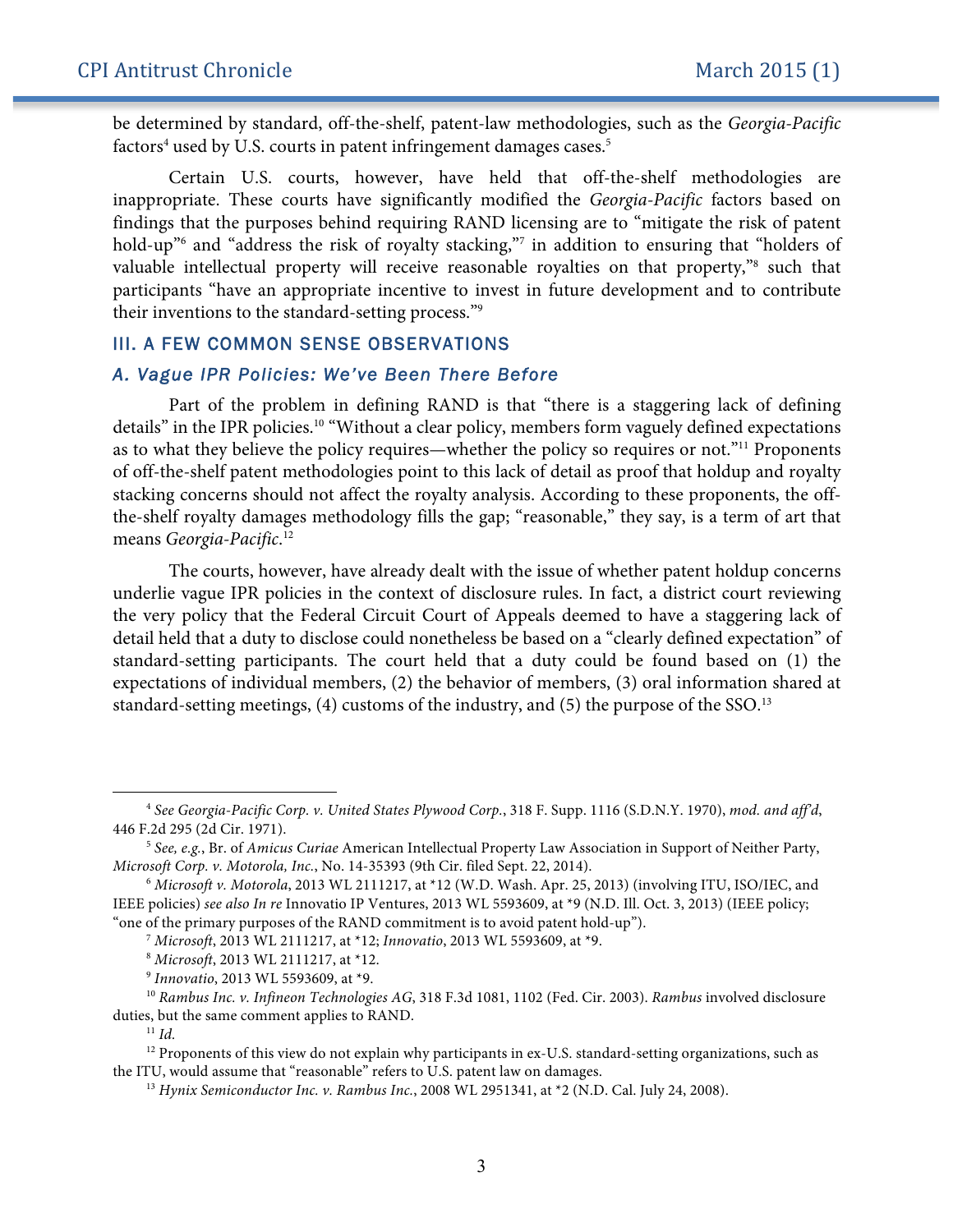be determined by standard, off-the-shelf, patent-law methodologies, such as the *Georgia-Pacific* factors[4] used by U.S. courts in patent infringement damages cases.[5]

Certain U.S. courts, however, have held that off-the-shelf methodologies are inappropriate. These courts have significantly modified the *Georgia-Pacific* factors based on findings that the purposes behind requiring RAND licensing are to "mitigate the risk of patent hold-up"[6] and "address the risk of royalty stacking,"[7] in addition to ensuring that "holders of valuable intellectual property will receive reasonable royalties on that property,"[8] such that participants "have an appropriate incentive to invest in future development and to contribute their inventions to the standard-setting process."[9]

## III. A FEW COMMON SENSE OBSERVATIONS

### *A. Vague IPR Policies: We've Been There Before*

Part of the problem in defining RAND is that "there is a staggering lack of defining details" in the IPR policies.[10] "Without a clear policy, members form vaguely defined expectations as to what they believe the policy requires—whether the policy so requires or not."[11] Proponents of off-the-shelf patent methodologies point to this lack of detail as proof that holdup and royalty stacking concerns should not affect the royalty analysis. According to these proponents, the off-the-shelf royalty damages methodology fills the gap; "reasonable," they say, is a term of art that means *Georgia-Pacific*.[12]

The courts, however, have already dealt with the issue of whether patent holdup concerns underlie vague IPR policies in the context of disclosure rules. In fact, a district court reviewing the very policy that the Federal Circuit Court of Appeals deemed to have a staggering lack of detail held that a duty to disclose could nonetheless be based on a "clearly defined expectation" of standard-setting participants. The court held that a duty could be found based on (1) the expectations of individual members, (2) the behavior of members, (3) oral information shared at standard-setting meetings, (4) customs of the industry, and (5) the purpose of the SSO.[13]

---

[4] *See Georgia-Pacific Corp. v. United States Plywood Corp.*, 318 F. Supp. 1116 (S.D.N.Y. 1970), *mod. and aff'd*, 446 F.2d 295 (2d Cir. 1971).

[5] *See, e.g.*, Br. of *Amicus Curiae* American Intellectual Property Law Association in Support of Neither Party, *Microsoft Corp. v. Motorola, Inc.*, No. 14-35393 (9th Cir. filed Sept. 22, 2014).

[6] *Microsoft v. Motorola*, 2013 WL 2111217, at *12 (W.D. Wash. Apr. 25, 2013) (involving ITU, ISO/IEC, and IEEE policies) *see also In re* Innovatio IP Ventures, 2013 WL 5593609, at *9 (N.D. Ill. Oct. 3, 2013) (IEEE policy; "one of the primary purposes of the RAND commitment is to avoid patent hold-up").

[7] *Microsoft*, 2013 WL 2111217, at *12; *Innovatio*, 2013 WL 5593609, at *9.

[8] *Microsoft*, 2013 WL 2111217, at *12.

[9] *Innovatio*, 2013 WL 5593609, at *9.

[10] *Rambus Inc. v. Infineon Technologies AG*, 318 F.3d 1081, 1102 (Fed. Cir. 2003). *Rambus* involved disclosure duties, but the same comment applies to RAND.

[11] *Id.*

[12] Proponents of this view do not explain why participants in ex-U.S. standard-setting organizations, such as the ITU, would assume that "reasonable" refers to U.S. patent law on damages.

[13] *Hynix Semiconductor Inc. v. Rambus Inc.*, 2008 WL 2951341, at *2 (N.D. Cal. July 24, 2008).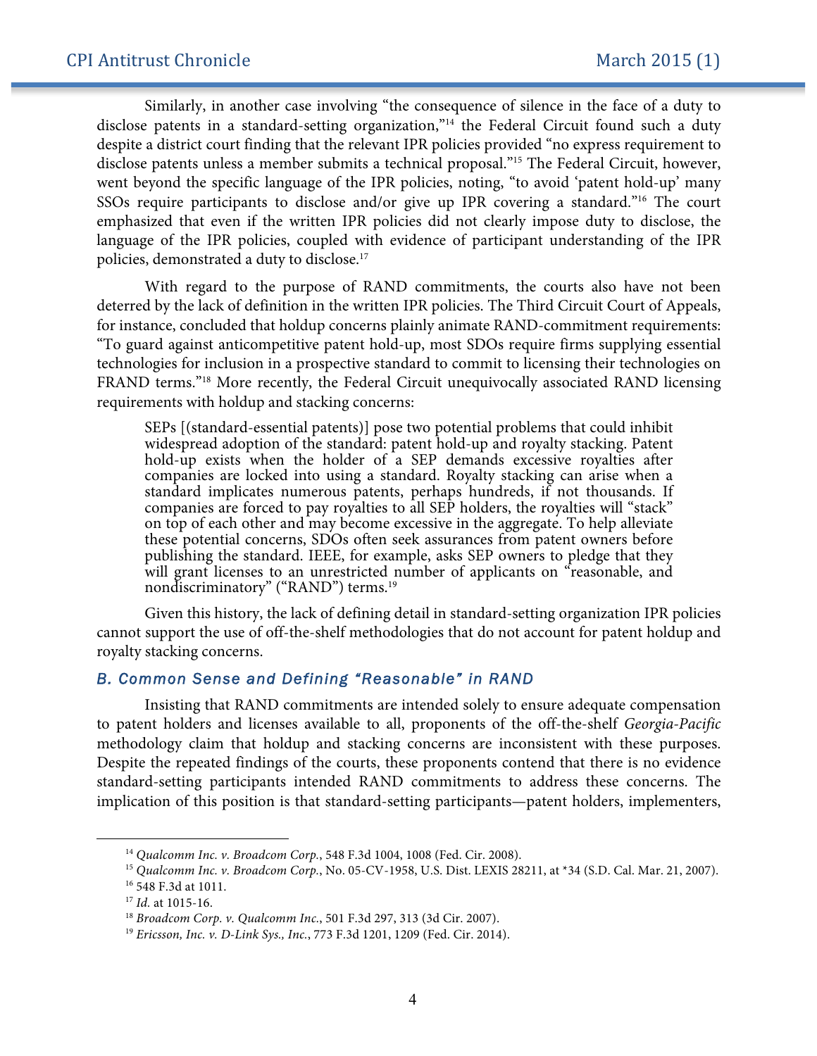Similarly, in another case involving "the consequence of silence in the face of a duty to disclose patents in a standard-setting organization,"[14] the Federal Circuit found such a duty despite a district court finding that the relevant IPR policies provided "no express requirement to disclose patents unless a member submits a technical proposal."[15] The Federal Circuit, however, went beyond the specific language of the IPR policies, noting, "to avoid 'patent hold-up' many SSOs require participants to disclose and/or give up IPR covering a standard."[16] The court emphasized that even if the written IPR policies did not clearly impose duty to disclose, the language of the IPR policies, coupled with evidence of participant understanding of the IPR policies, demonstrated a duty to disclose.[17]

With regard to the purpose of RAND commitments, the courts also have not been deterred by the lack of definition in the written IPR policies. The Third Circuit Court of Appeals, for instance, concluded that holdup concerns plainly animate RAND-commitment requirements: "To guard against anticompetitive patent hold-up, most SDOs require firms supplying essential technologies for inclusion in a prospective standard to commit to licensing their technologies on FRAND terms."[18] More recently, the Federal Circuit unequivocally associated RAND licensing requirements with holdup and stacking concerns:

> SEPs [(standard-essential patents)] pose two potential problems that could inhibit widespread adoption of the standard: patent hold-up and royalty stacking. Patent hold-up exists when the holder of a SEP demands excessive royalties after companies are locked into using a standard. Royalty stacking can arise when a standard implicates numerous patents, perhaps hundreds, if not thousands. If companies are forced to pay royalties to all SEP holders, the royalties will "stack" on top of each other and may become excessive in the aggregate. To help alleviate these potential concerns, SDOs often seek assurances from patent owners before publishing the standard. IEEE, for example, asks SEP owners to pledge that they will grant licenses to an unrestricted number of applicants on "reasonable, and nondiscriminatory" ("RAND") terms.[19]

Given this history, the lack of defining detail in standard-setting organization IPR policies cannot support the use of off-the-shelf methodologies that do not account for patent holdup and royalty stacking concerns.

### *B. Common Sense and Defining "Reasonable" in RAND*

Insisting that RAND commitments are intended solely to ensure adequate compensation to patent holders and licenses available to all, proponents of the off-the-shelf *Georgia-Pacific* methodology claim that holdup and stacking concerns are inconsistent with these purposes. Despite the repeated findings of the courts, these proponents contend that there is no evidence standard-setting participants intended RAND commitments to address these concerns. The implication of this position is that standard-setting participants—patent holders, implementers,

---

[14] *Qualcomm Inc. v. Broadcom Corp.*, 548 F.3d 1004, 1008 (Fed. Cir. 2008).

[15] *Qualcomm Inc. v. Broadcom Corp.*, No. 05-CV-1958, U.S. Dist. LEXIS 28211, at *34 (S.D. Cal. Mar. 21, 2007).

[16] 548 F.3d at 1011.

[17] *Id.* at 1015-16.

[18] *Broadcom Corp. v. Qualcomm Inc.*, 501 F.3d 297, 313 (3d Cir. 2007).

[19] *Ericsson, Inc. v. D-Link Sys., Inc.*, 773 F.3d 1201, 1209 (Fed. Cir. 2014).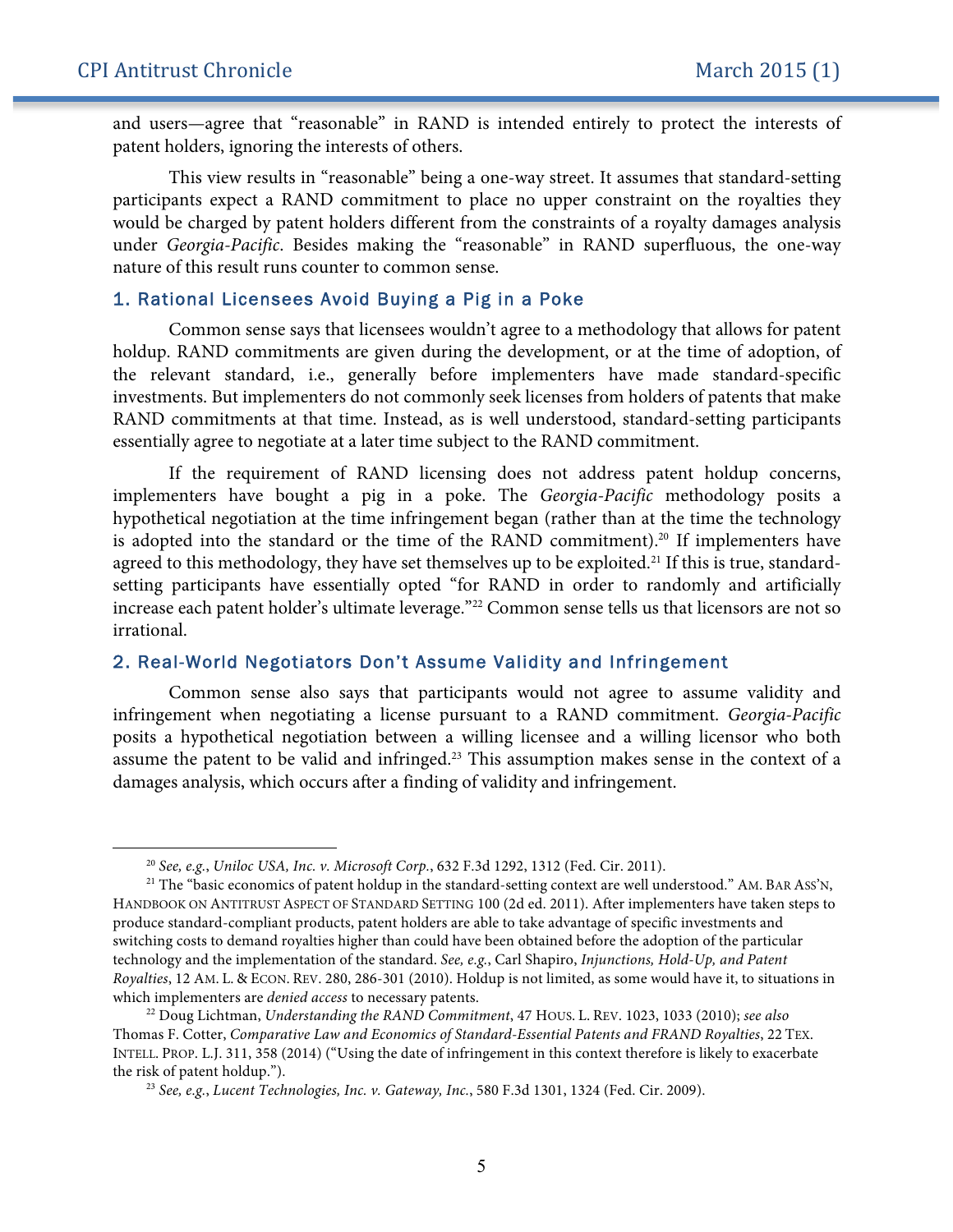and users—agree that "reasonable" in RAND is intended entirely to protect the interests of patent holders, ignoring the interests of others.

This view results in "reasonable" being a one-way street. It assumes that standard-setting participants expect a RAND commitment to place no upper constraint on the royalties they would be charged by patent holders different from the constraints of a royalty damages analysis under *Georgia-Pacific*. Besides making the "reasonable" in RAND superfluous, the one-way nature of this result runs counter to common sense.

### 1. Rational Licensees Avoid Buying a Pig in a Poke

Common sense says that licensees wouldn't agree to a methodology that allows for patent holdup. RAND commitments are given during the development, or at the time of adoption, of the relevant standard, i.e., generally before implementers have made standard-specific investments. But implementers do not commonly seek licenses from holders of patents that make RAND commitments at that time. Instead, as is well understood, standard-setting participants essentially agree to negotiate at a later time subject to the RAND commitment.

If the requirement of RAND licensing does not address patent holdup concerns, implementers have bought a pig in a poke. The *Georgia-Pacific* methodology posits a hypothetical negotiation at the time infringement began (rather than at the time the technology is adopted into the standard or the time of the RAND commitment).[20] If implementers have agreed to this methodology, they have set themselves up to be exploited.[21] If this is true, standard-setting participants have essentially opted "for RAND in order to randomly and artificially increase each patent holder's ultimate leverage."[22] Common sense tells us that licensors are not so irrational.

### 2. Real-World Negotiators Don't Assume Validity and Infringement

Common sense also says that participants would not agree to assume validity and infringement when negotiating a license pursuant to a RAND commitment. *Georgia-Pacific* posits a hypothetical negotiation between a willing licensee and a willing licensor who both assume the patent to be valid and infringed.[23] This assumption makes sense in the context of a damages analysis, which occurs after a finding of validity and infringement.

---

[20] *See, e.g.*, *Uniloc USA, Inc. v. Microsoft Corp.*, 632 F.3d 1292, 1312 (Fed. Cir. 2011).

[21] The "basic economics of patent holdup in the standard-setting context are well understood." AM. BAR ASS'N, HANDBOOK ON ANTITRUST ASPECT OF STANDARD SETTING 100 (2d ed. 2011). After implementers have taken steps to produce standard-compliant products, patent holders are able to take advantage of specific investments and switching costs to demand royalties higher than could have been obtained before the adoption of the particular technology and the implementation of the standard. *See, e.g.*, Carl Shapiro, *Injunctions, Hold-Up, and Patent Royalties*, 12 AM. L. & ECON. REV. 280, 286-301 (2010). Holdup is not limited, as some would have it, to situations in which implementers are *denied access* to necessary patents.

[22] Doug Lichtman, *Understanding the RAND Commitment*, 47 HOUS. L. REV. 1023, 1033 (2010); *see also* Thomas F. Cotter, *Comparative Law and Economics of Standard-Essential Patents and FRAND Royalties*, 22 TEX. INTELL. PROP. L.J. 311, 358 (2014) ("Using the date of infringement in this context therefore is likely to exacerbate the risk of patent holdup.").

[23] *See, e.g.*, *Lucent Technologies, Inc. v. Gateway, Inc.*, 580 F.3d 1301, 1324 (Fed. Cir. 2009).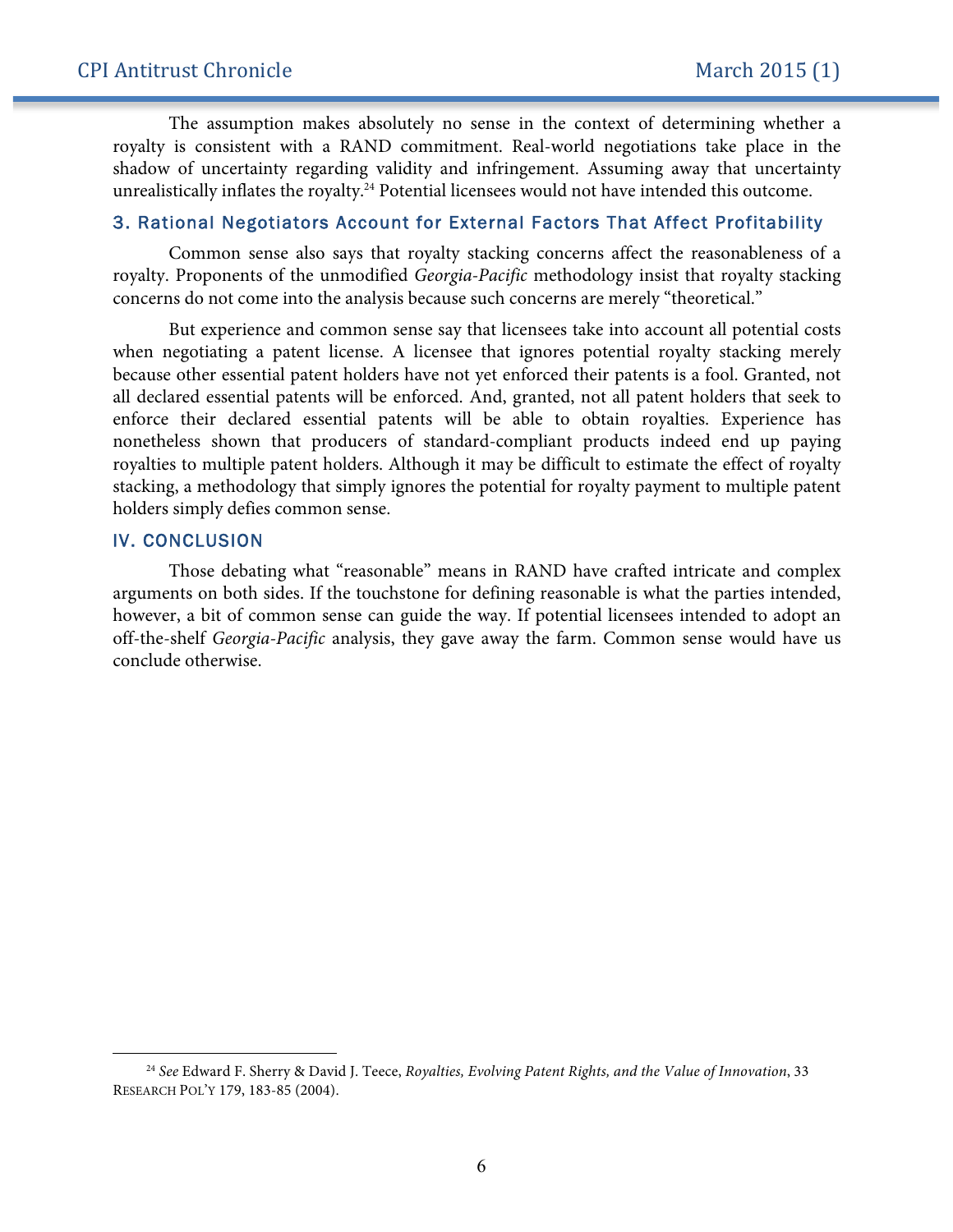The assumption makes absolutely no sense in the context of determining whether a royalty is consistent with a RAND commitment. Real-world negotiations take place in the shadow of uncertainty regarding validity and infringement. Assuming away that uncertainty unrealistically inflates the royalty.[24] Potential licensees would not have intended this outcome.

### 3. Rational Negotiators Account for External Factors That Affect Profitability

Common sense also says that royalty stacking concerns affect the reasonableness of a royalty. Proponents of the unmodified *Georgia-Pacific* methodology insist that royalty stacking concerns do not come into the analysis because such concerns are merely "theoretical."

But experience and common sense say that licensees take into account all potential costs when negotiating a patent license. A licensee that ignores potential royalty stacking merely because other essential patent holders have not yet enforced their patents is a fool. Granted, not all declared essential patents will be enforced. And, granted, not all patent holders that seek to enforce their declared essential patents will be able to obtain royalties. Experience has nonetheless shown that producers of standard-compliant products indeed end up paying royalties to multiple patent holders. Although it may be difficult to estimate the effect of royalty stacking, a methodology that simply ignores the potential for royalty payment to multiple patent holders simply defies common sense.

## IV. CONCLUSION

Those debating what "reasonable" means in RAND have crafted intricate and complex arguments on both sides. If the touchstone for defining reasonable is what the parties intended, however, a bit of common sense can guide the way. If potential licensees intended to adopt an off-the-shelf *Georgia-Pacific* analysis, they gave away the farm. Common sense would have us conclude otherwise.

---

[24] *See* Edward F. Sherry & David J. Teece, *Royalties, Evolving Patent Rights, and the Value of Innovation*, 33 RESEARCH POL'Y 179, 183-85 (2004).